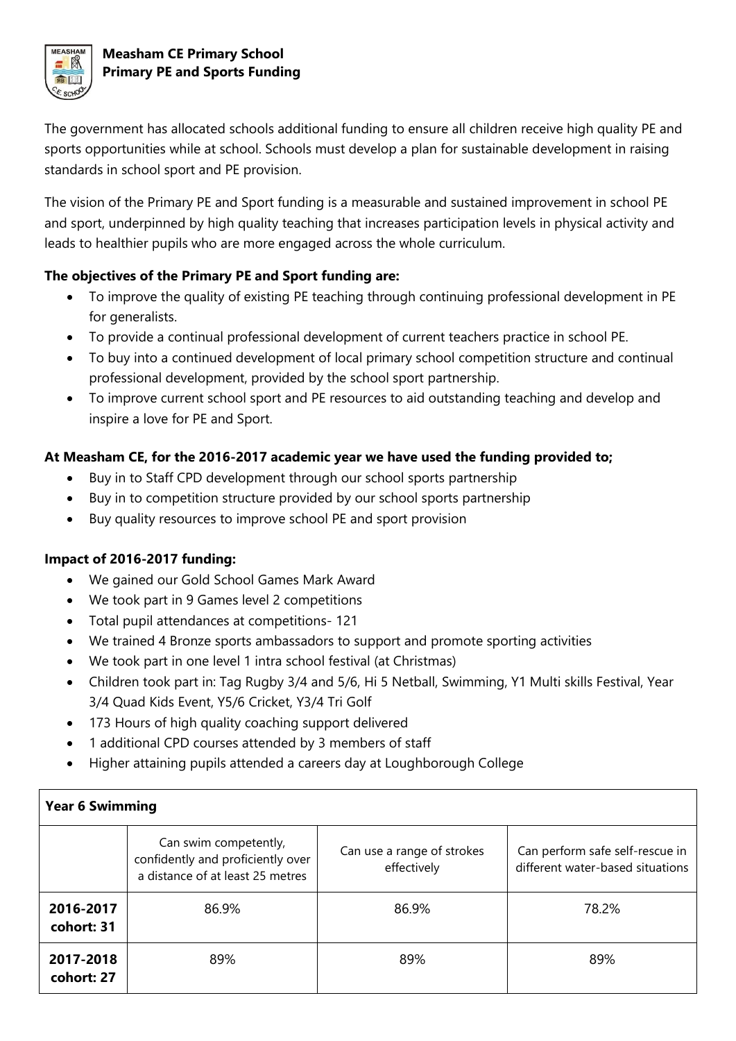# Measham CE Primary School
## Primary PE and Sports Funding

The government has allocated schools additional funding to ensure all children receive high quality PE and sports opportunities while at school. Schools must develop a plan for sustainable development in raising standards in school sport and PE provision.

The vision of the Primary PE and Sport funding is a measurable and sustained improvement in school PE and sport, underpinned by high quality teaching that increases participation levels in physical activity and leads to healthier pupils who are more engaged across the whole curriculum.

**The objectives of the Primary PE and Sport funding are:**

- To improve the quality of existing PE teaching through continuing professional development in PE for generalists.
- To provide a continual professional development of current teachers practice in school PE.
- To buy into a continued development of local primary school competition structure and continual professional development, provided by the school sport partnership.
- To improve current school sport and PE resources to aid outstanding teaching and develop and inspire a love for PE and Sport.

**At Measham CE, for the 2016-2017 academic year we have used the funding provided to;**

- Buy in to Staff CPD development through our school sports partnership
- Buy in to competition structure provided by our school sports partnership
- Buy quality resources to improve school PE and sport provision

**Impact of 2016-2017 funding:**

- We gained our Gold School Games Mark Award
- We took part in 9 Games level 2 competitions
- Total pupil attendances at competitions- 121
- We trained 4 Bronze sports ambassadors to support and promote sporting activities
- We took part in one level 1 intra school festival (at Christmas)
- Children took part in: Tag Rugby 3/4 and 5/6, Hi 5 Netball, Swimming, Y1 Multi skills Festival, Year 3/4 Quad Kids Event, Y5/6 Cricket, Y3/4 Tri Golf
- 173 Hours of high quality coaching support delivered
- 1 additional CPD courses attended by 3 members of staff
- Higher attaining pupils attended a careers day at Loughborough College

| **Year 6 Swimming** | | | |
|---|---|---|---|
| | Can swim competently, confidently and proficiently over a distance of at least 25 metres | Can use a range of strokes effectively | Can perform safe self-rescue in different water-based situations |
| **2016-2017 cohort: 31** | 86.9% | 86.9% | 78.2% |
| **2017-2018 cohort: 27** | 89% | 89% | 89% |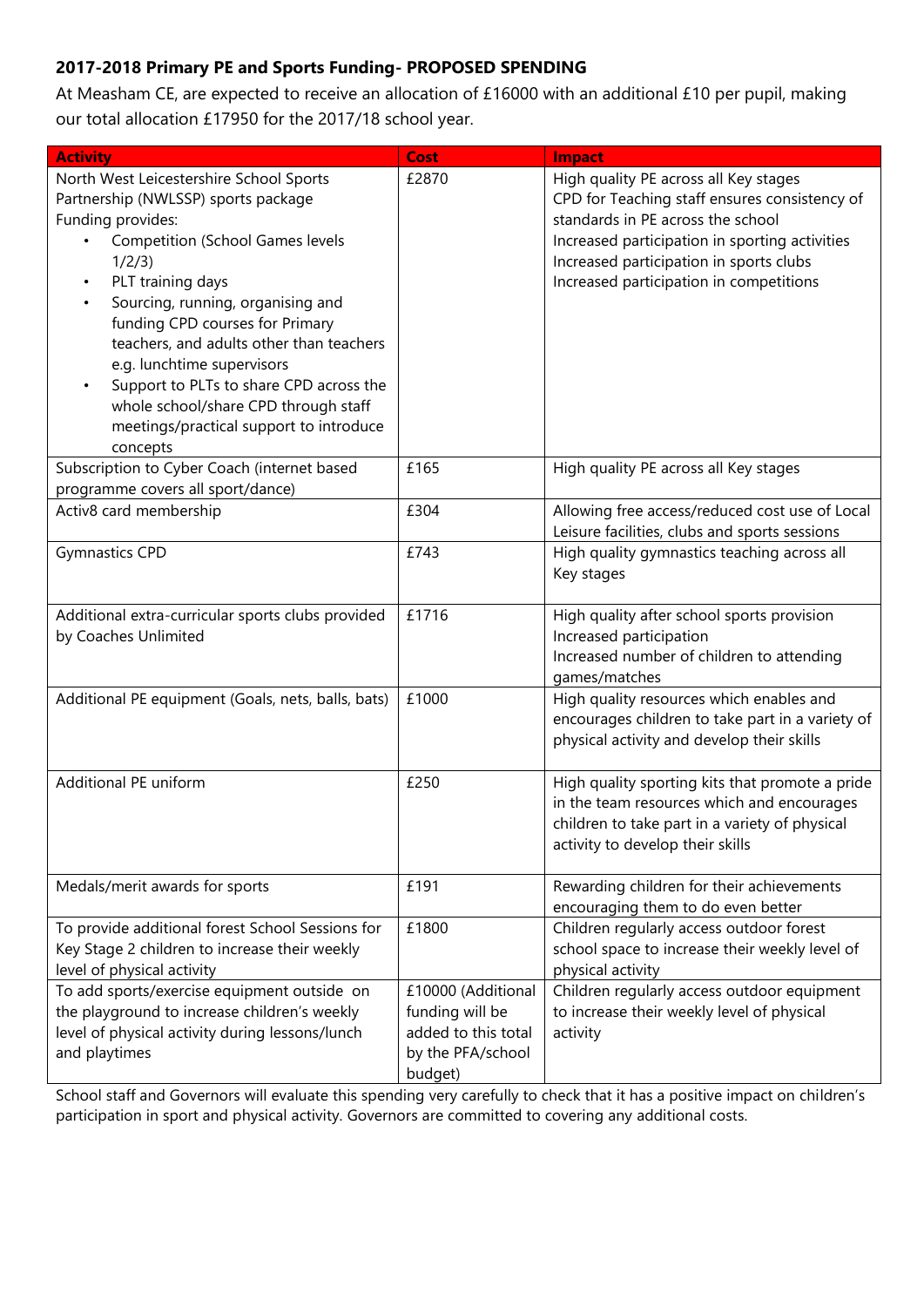## 2017-2018 Primary PE and Sports Funding- PROPOSED SPENDING

At Measham CE, are expected to receive an allocation of £16000 with an additional £10 per pupil, making our total allocation £17950 for the 2017/18 school year.

| Activity | Cost | Impact |
|---|---|---|
| North West Leicestershire School Sports Partnership (NWLSSP) sports package<br>Funding provides:<br>• Competition (School Games levels 1/2/3)<br>• PLT training days<br>• Sourcing, running, organising and funding CPD courses for Primary teachers, and adults other than teachers e.g. lunchtime supervisors<br>• Support to PLTs to share CPD across the whole school/share CPD through staff meetings/practical support to introduce concepts | £2870 | High quality PE across all Key stages<br>CPD for Teaching staff ensures consistency of standards in PE across the school<br>Increased participation in sporting activities<br>Increased participation in sports clubs<br>Increased participation in competitions |
| Subscription to Cyber Coach (internet based programme covers all sport/dance) | £165 | High quality PE across all Key stages |
| Activ8 card membership | £304 | Allowing free access/reduced cost use of Local Leisure facilities, clubs and sports sessions |
| Gymnastics CPD | £743 | High quality gymnastics teaching across all Key stages |
| Additional extra-curricular sports clubs provided by Coaches Unlimited | £1716 | High quality after school sports provision<br>Increased participation<br>Increased number of children to attending games/matches |
| Additional PE equipment (Goals, nets, balls, bats) | £1000 | High quality resources which enables and encourages children to take part in a variety of physical activity and develop their skills |
| Additional PE uniform | £250 | High quality sporting kits that promote a pride in the team resources which and encourages children to take part in a variety of physical activity to develop their skills |
| Medals/merit awards for sports | £191 | Rewarding children for their achievements encouraging them to do even better |
| To provide additional forest School Sessions for Key Stage 2 children to increase their weekly level of physical activity | £1800 | Children regularly access outdoor forest school space to increase their weekly level of physical activity |
| To add sports/exercise equipment outside on the playground to increase children's weekly level of physical activity during lessons/lunch and playtimes | £10000 (Additional funding will be added to this total by the PFA/school budget) | Children regularly access outdoor equipment to increase their weekly level of physical activity |

School staff and Governors will evaluate this spending very carefully to check that it has a positive impact on children's participation in sport and physical activity. Governors are committed to covering any additional costs.